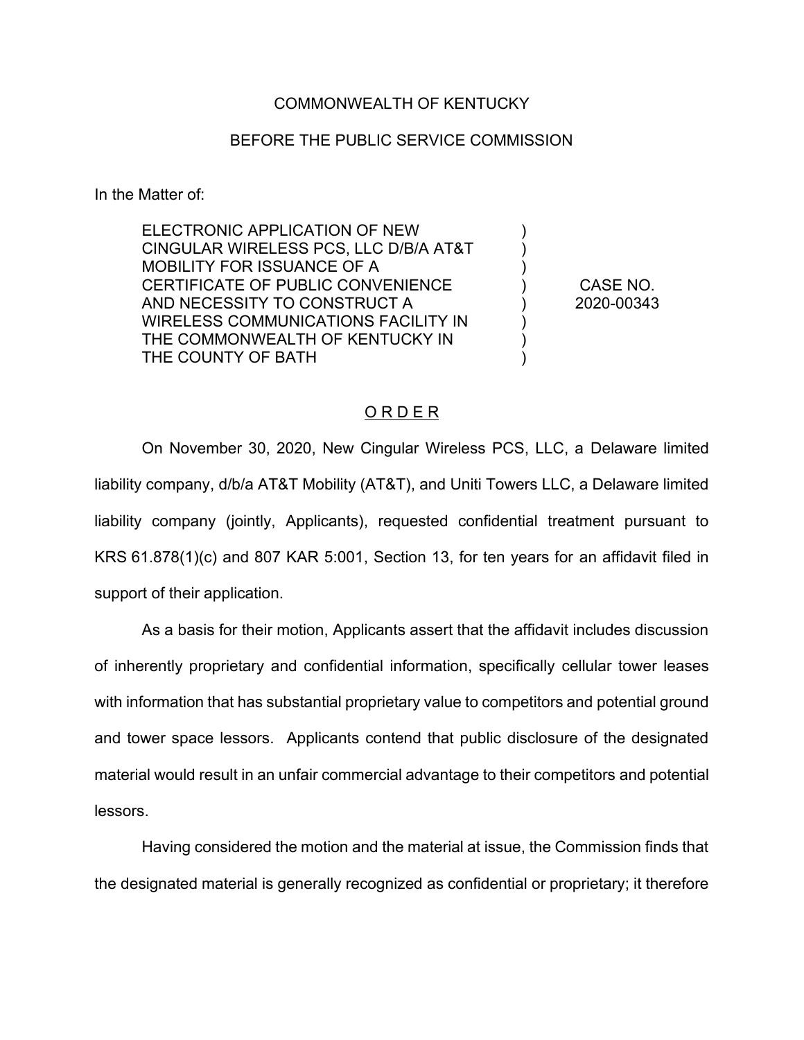COMMONWEALTH OF KENTUCKY

BEFORE THE PUBLIC SERVICE COMMISSION

In the Matter of:

| | | |
|---|---|---|
| ELECTRONIC APPLICATION OF NEW CINGULAR WIRELESS PCS, LLC D/B/A AT&T MOBILITY FOR ISSUANCE OF A CERTIFICATE OF PUBLIC CONVENIENCE AND NECESSITY TO CONSTRUCT A WIRELESS COMMUNICATIONS FACILITY IN THE COMMONWEALTH OF KENTUCKY IN THE COUNTY OF BATH | ) ) ) ) ) ) ) ) | CASE NO. 2020-00343 |

## O R D E R

On November 30, 2020, New Cingular Wireless PCS, LLC, a Delaware limited liability company, d/b/a AT&T Mobility (AT&T), and Uniti Towers LLC, a Delaware limited liability company (jointly, Applicants), requested confidential treatment pursuant to KRS 61.878(1)(c) and 807 KAR 5:001, Section 13, for ten years for an affidavit filed in support of their application.

As a basis for their motion, Applicants assert that the affidavit includes discussion of inherently proprietary and confidential information, specifically cellular tower leases with information that has substantial proprietary value to competitors and potential ground and tower space lessors. Applicants contend that public disclosure of the designated material would result in an unfair commercial advantage to their competitors and potential lessors.

Having considered the motion and the material at issue, the Commission finds that the designated material is generally recognized as confidential or proprietary; it therefore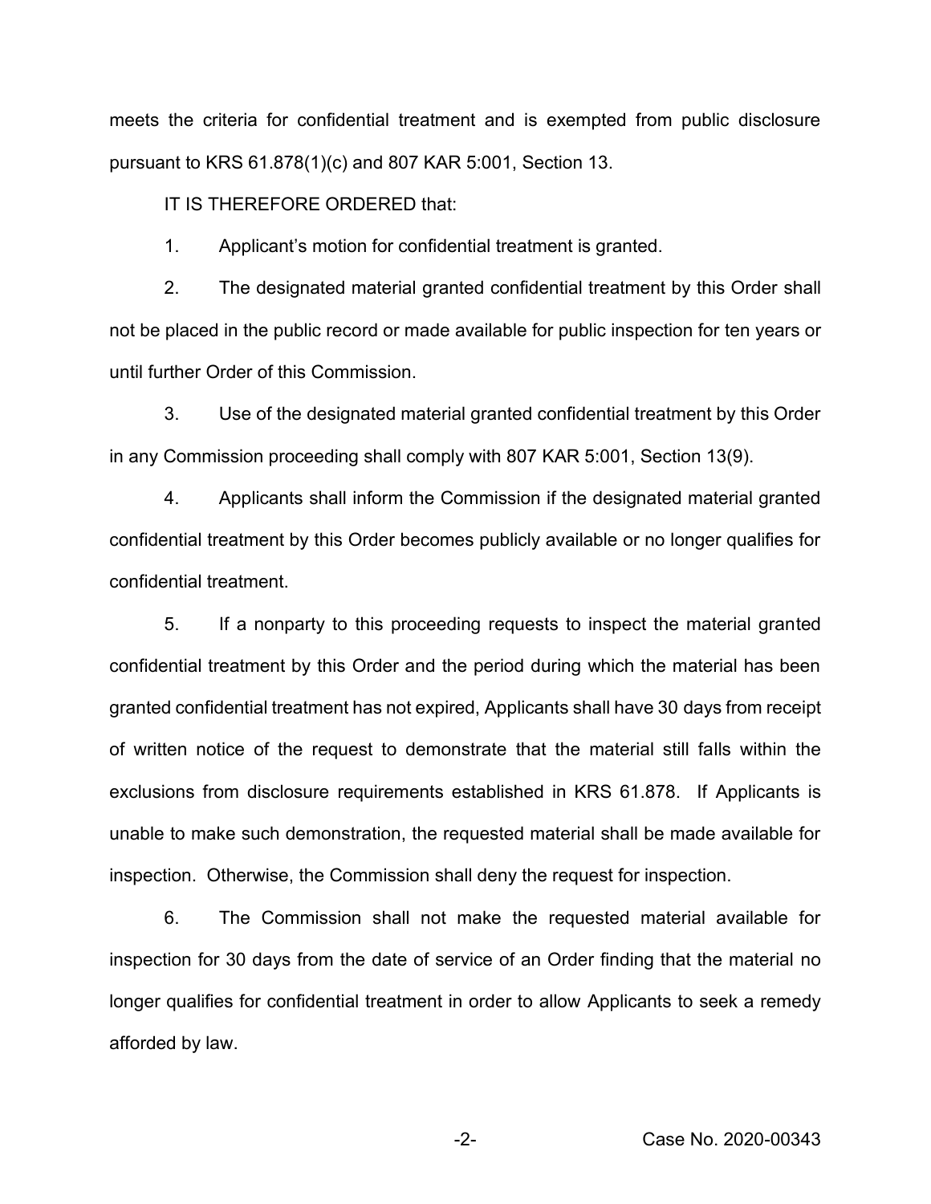meets the criteria for confidential treatment and is exempted from public disclosure pursuant to KRS 61.878(1)(c) and 807 KAR 5:001, Section 13.

IT IS THEREFORE ORDERED that:

1. Applicant's motion for confidential treatment is granted.

2. The designated material granted confidential treatment by this Order shall not be placed in the public record or made available for public inspection for ten years or until further Order of this Commission.

3. Use of the designated material granted confidential treatment by this Order in any Commission proceeding shall comply with 807 KAR 5:001, Section 13(9).

4. Applicants shall inform the Commission if the designated material granted confidential treatment by this Order becomes publicly available or no longer qualifies for confidential treatment.

5. If a nonparty to this proceeding requests to inspect the material granted confidential treatment by this Order and the period during which the material has been granted confidential treatment has not expired, Applicants shall have 30 days from receipt of written notice of the request to demonstrate that the material still falls within the exclusions from disclosure requirements established in KRS 61.878. If Applicants is unable to make such demonstration, the requested material shall be made available for inspection. Otherwise, the Commission shall deny the request for inspection.

6. The Commission shall not make the requested material available for inspection for 30 days from the date of service of an Order finding that the material no longer qualifies for confidential treatment in order to allow Applicants to seek a remedy afforded by law.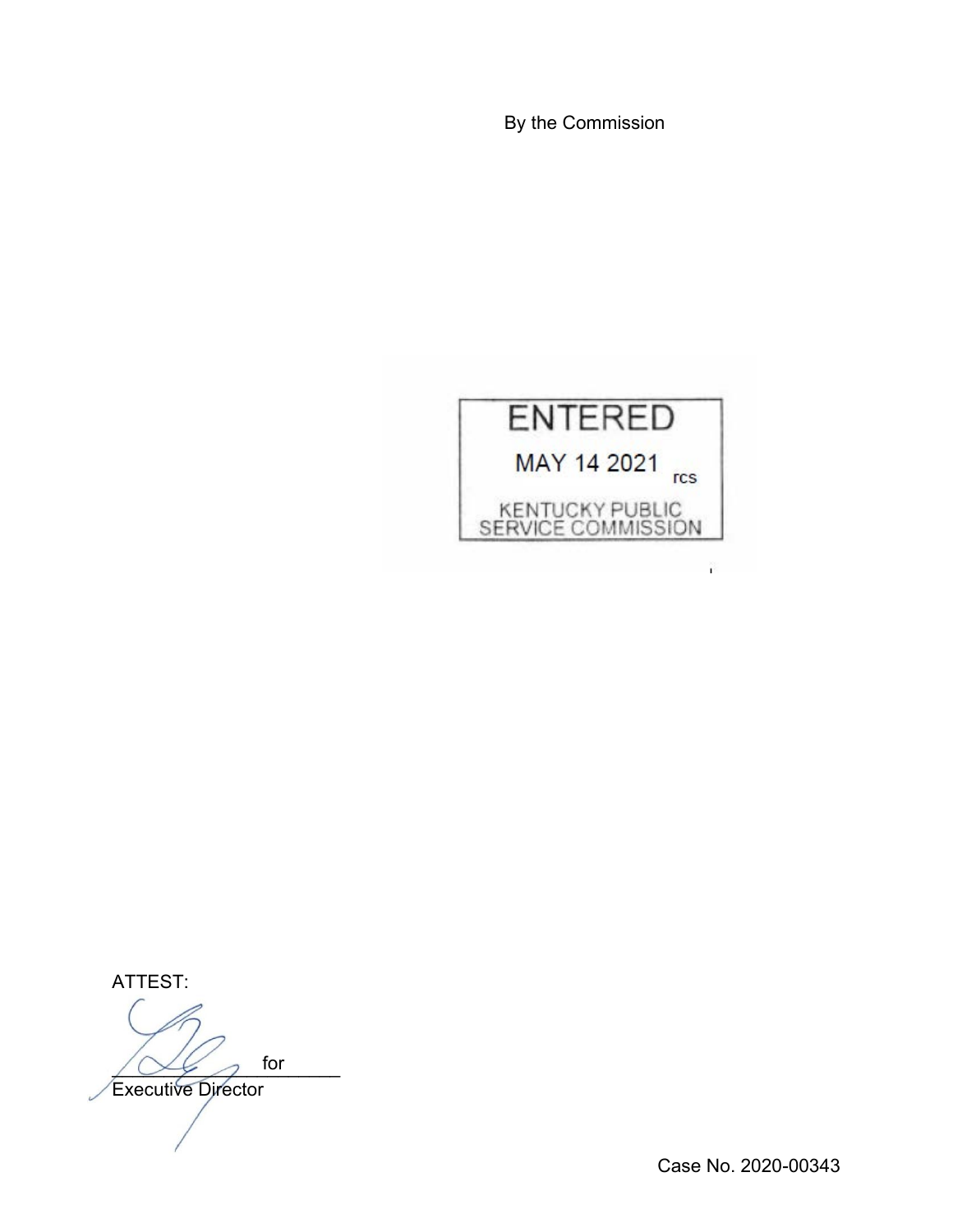By the Commission

ENTERED

MAY 14 2021 rcs

KENTUCKY PUBLIC SERVICE COMMISSION

ATTEST:

for

Executive Director

Case No. 2020-00343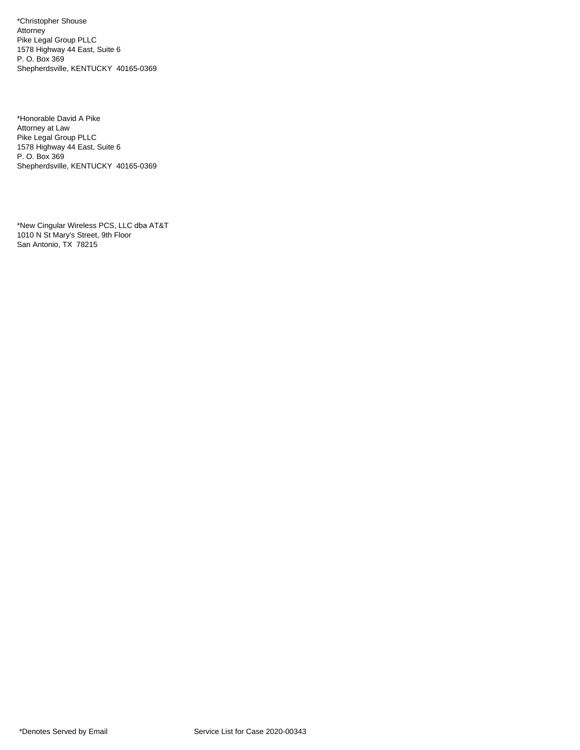*Christopher Shouse
Attorney
Pike Legal Group PLLC
1578 Highway 44 East, Suite 6
P. O. Box 369
Shepherdsville, KENTUCKY  40165-0369

*Honorable David A Pike
Attorney at Law
Pike Legal Group PLLC
1578 Highway 44 East, Suite 6
P. O. Box 369
Shepherdsville, KENTUCKY  40165-0369

*New Cingular Wireless PCS, LLC dba AT&T
1010 N St Mary's Street, 9th Floor
San Antonio, TX  78215

*Denotes Served by Email

Service List for Case 2020-00343